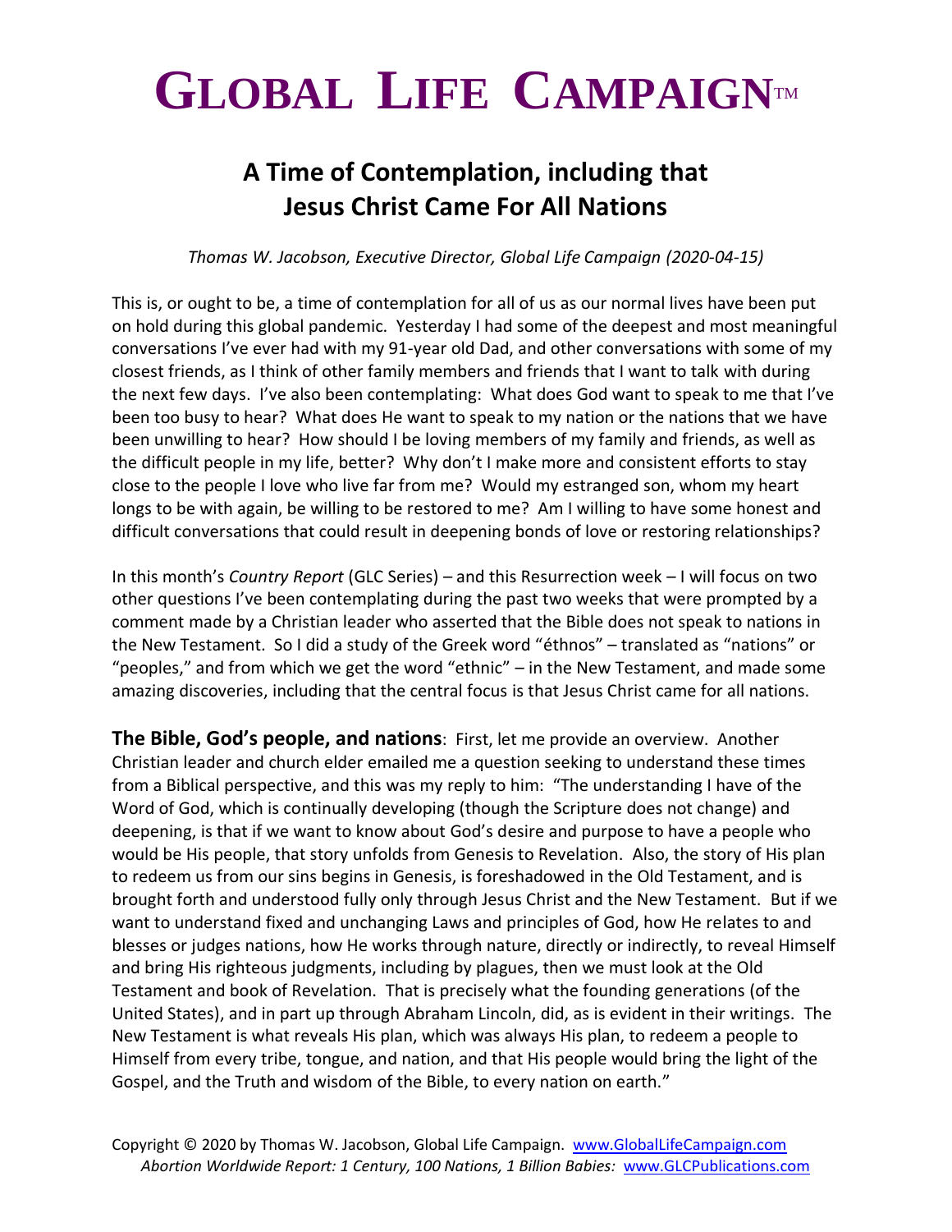# GLOBAL LIFE CAMPAIGN™

## A Time of Contemplation, including that Jesus Christ Came For All Nations

*Thomas W. Jacobson, Executive Director, Global Life Campaign (2020-04-15)*

This is, or ought to be, a time of contemplation for all of us as our normal lives have been put on hold during this global pandemic. Yesterday I had some of the deepest and most meaningful conversations I've ever had with my 91-year old Dad, and other conversations with some of my closest friends, as I think of other family members and friends that I want to talk with during the next few days. I've also been contemplating: What does God want to speak to me that I've been too busy to hear? What does He want to speak to my nation or the nations that we have been unwilling to hear? How should I be loving members of my family and friends, as well as the difficult people in my life, better? Why don't I make more and consistent efforts to stay close to the people I love who live far from me? Would my estranged son, whom my heart longs to be with again, be willing to be restored to me? Am I willing to have some honest and difficult conversations that could result in deepening bonds of love or restoring relationships?

In this month's *Country Report* (GLC Series) – and this Resurrection week – I will focus on two other questions I've been contemplating during the past two weeks that were prompted by a comment made by a Christian leader who asserted that the Bible does not speak to nations in the New Testament. So I did a study of the Greek word "éthnos" – translated as "nations" or "peoples," and from which we get the word "ethnic" – in the New Testament, and made some amazing discoveries, including that the central focus is that Jesus Christ came for all nations.

**The Bible, God's people, and nations**: First, let me provide an overview. Another Christian leader and church elder emailed me a question seeking to understand these times from a Biblical perspective, and this was my reply to him: "The understanding I have of the Word of God, which is continually developing (though the Scripture does not change) and deepening, is that if we want to know about God's desire and purpose to have a people who would be His people, that story unfolds from Genesis to Revelation. Also, the story of His plan to redeem us from our sins begins in Genesis, is foreshadowed in the Old Testament, and is brought forth and understood fully only through Jesus Christ and the New Testament. But if we want to understand fixed and unchanging Laws and principles of God, how He relates to and blesses or judges nations, how He works through nature, directly or indirectly, to reveal Himself and bring His righteous judgments, including by plagues, then we must look at the Old Testament and book of Revelation. That is precisely what the founding generations (of the United States), and in part up through Abraham Lincoln, did, as is evident in their writings. The New Testament is what reveals His plan, which was always His plan, to redeem a people to Himself from every tribe, tongue, and nation, and that His people would bring the light of the Gospel, and the Truth and wisdom of the Bible, to every nation on earth."

Copyright © 2020 by Thomas W. Jacobson, Global Life Campaign. www.GlobalLifeCampaign.com
*Abortion Worldwide Report: 1 Century, 100 Nations, 1 Billion Babies:* www.GLCPublications.com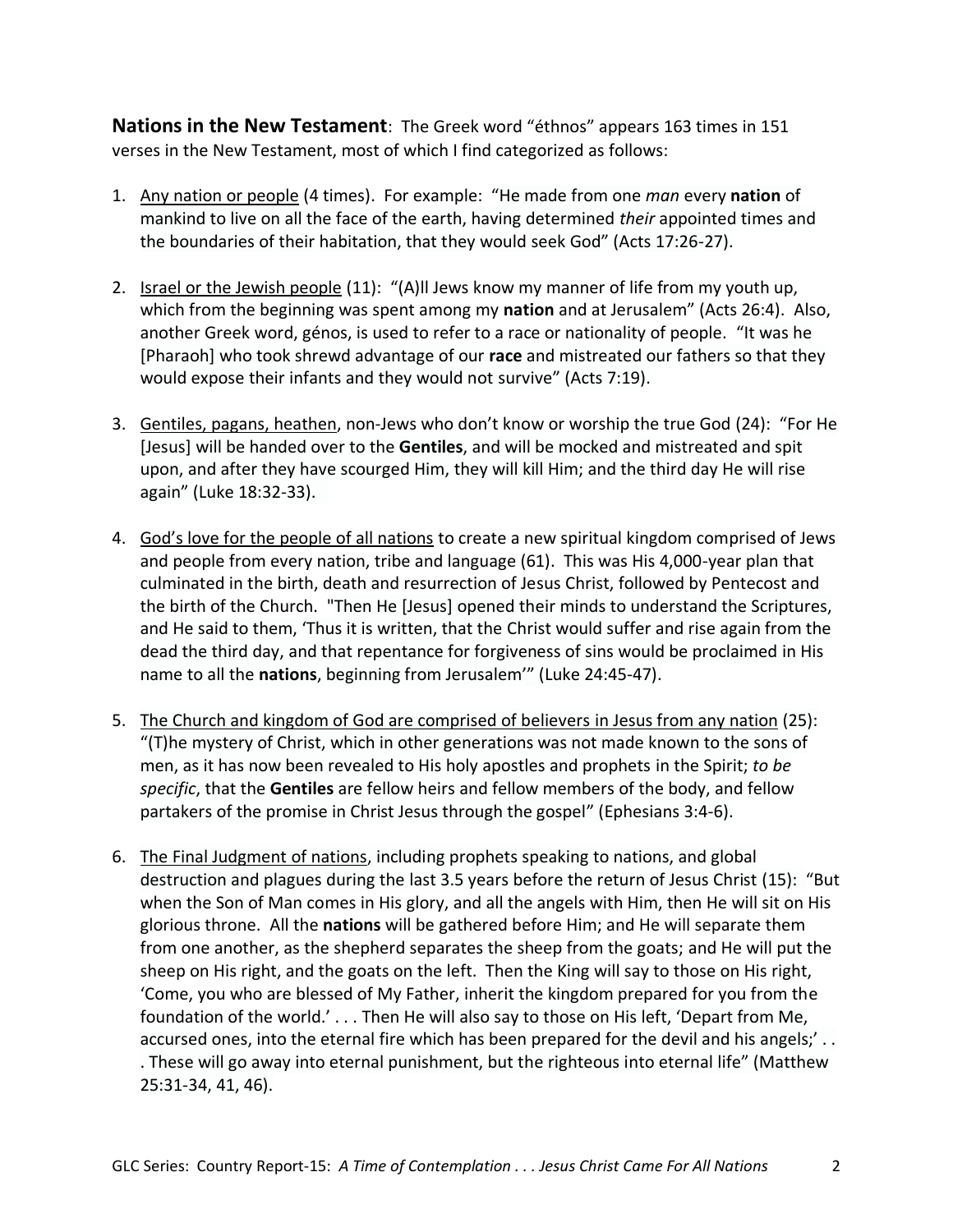**Nations in the New Testament**: The Greek word "éthnos" appears 163 times in 151 verses in the New Testament, most of which I find categorized as follows:

1. Any nation or people (4 times). For example: "He made from one *man* every **nation** of mankind to live on all the face of the earth, having determined *their* appointed times and the boundaries of their habitation, that they would seek God" (Acts 17:26-27).

2. Israel or the Jewish people (11): "(A)ll Jews know my manner of life from my youth up, which from the beginning was spent among my **nation** and at Jerusalem" (Acts 26:4). Also, another Greek word, génos, is used to refer to a race or nationality of people. "It was he [Pharaoh] who took shrewd advantage of our **race** and mistreated our fathers so that they would expose their infants and they would not survive" (Acts 7:19).

3. Gentiles, pagans, heathen, non-Jews who don't know or worship the true God (24): "For He [Jesus] will be handed over to the **Gentiles**, and will be mocked and mistreated and spit upon, and after they have scourged Him, they will kill Him; and the third day He will rise again" (Luke 18:32-33).

4. God's love for the people of all nations to create a new spiritual kingdom comprised of Jews and people from every nation, tribe and language (61). This was His 4,000-year plan that culminated in the birth, death and resurrection of Jesus Christ, followed by Pentecost and the birth of the Church. "Then He [Jesus] opened their minds to understand the Scriptures, and He said to them, 'Thus it is written, that the Christ would suffer and rise again from the dead the third day, and that repentance for forgiveness of sins would be proclaimed in His name to all the **nations**, beginning from Jerusalem'" (Luke 24:45-47).

5. The Church and kingdom of God are comprised of believers in Jesus from any nation (25): "(T)he mystery of Christ, which in other generations was not made known to the sons of men, as it has now been revealed to His holy apostles and prophets in the Spirit; *to be specific*, that the **Gentiles** are fellow heirs and fellow members of the body, and fellow partakers of the promise in Christ Jesus through the gospel" (Ephesians 3:4-6).

6. The Final Judgment of nations, including prophets speaking to nations, and global destruction and plagues during the last 3.5 years before the return of Jesus Christ (15): "But when the Son of Man comes in His glory, and all the angels with Him, then He will sit on His glorious throne. All the **nations** will be gathered before Him; and He will separate them from one another, as the shepherd separates the sheep from the goats; and He will put the sheep on His right, and the goats on the left. Then the King will say to those on His right, 'Come, you who are blessed of My Father, inherit the kingdom prepared for you from the foundation of the world.' . . . Then He will also say to those on His left, 'Depart from Me, accursed ones, into the eternal fire which has been prepared for the devil and his angels;' . . . These will go away into eternal punishment, but the righteous into eternal life" (Matthew 25:31-34, 41, 46).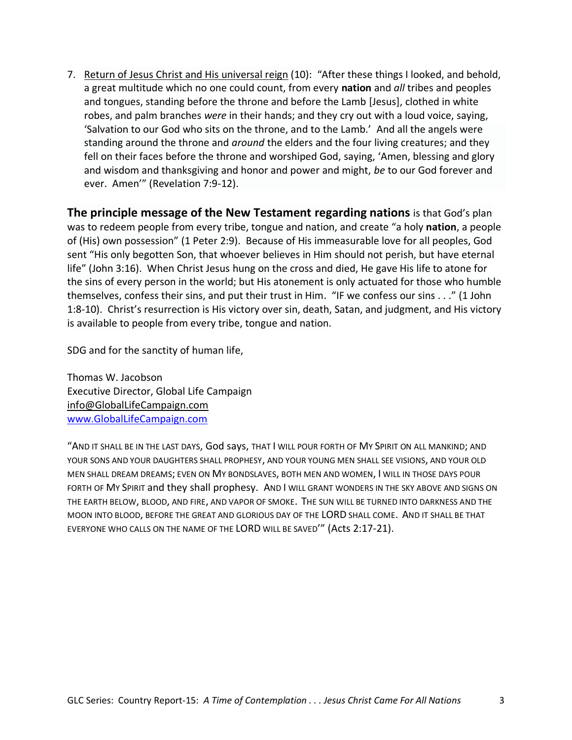7. Return of Jesus Christ and His universal reign (10): "After these things I looked, and behold, a great multitude which no one could count, from every **nation** and *all* tribes and peoples and tongues, standing before the throne and before the Lamb [Jesus], clothed in white robes, and palm branches *were* in their hands; and they cry out with a loud voice, saying, 'Salvation to our God who sits on the throne, and to the Lamb.' And all the angels were standing around the throne and *around* the elders and the four living creatures; and they fell on their faces before the throne and worshiped God, saying, 'Amen, blessing and glory and wisdom and thanksgiving and honor and power and might, *be* to our God forever and ever. Amen'" (Revelation 7:9-12).

**The principle message of the New Testament regarding nations** is that God's plan was to redeem people from every tribe, tongue and nation, and create "a holy **nation**, a people of (His) own possession" (1 Peter 2:9). Because of His immeasurable love for all peoples, God sent "His only begotten Son, that whoever believes in Him should not perish, but have eternal life" (John 3:16). When Christ Jesus hung on the cross and died, He gave His life to atone for the sins of every person in the world; but His atonement is only actuated for those who humble themselves, confess their sins, and put their trust in Him. "IF we confess our sins . . ." (1 John 1:8-10). Christ's resurrection is His victory over sin, death, Satan, and judgment, and His victory is available to people from every tribe, tongue and nation.

SDG and for the sanctity of human life,

Thomas W. Jacobson
Executive Director, Global Life Campaign
info@GlobalLifeCampaign.com
www.GlobalLifeCampaign.com

"AND IT SHALL BE IN THE LAST DAYS, God says, THAT I WILL POUR FORTH OF MY SPIRIT ON ALL MANKIND; AND YOUR SONS AND YOUR DAUGHTERS SHALL PROPHESY, AND YOUR YOUNG MEN SHALL SEE VISIONS, AND YOUR OLD MEN SHALL DREAM DREAMS; EVEN ON MY BONDSLAVES, BOTH MEN AND WOMEN, I WILL IN THOSE DAYS POUR FORTH OF MY SPIRIT and they shall prophesy. AND I WILL GRANT WONDERS IN THE SKY ABOVE AND SIGNS ON THE EARTH BELOW, BLOOD, AND FIRE, AND VAPOR OF SMOKE. THE SUN WILL BE TURNED INTO DARKNESS AND THE MOON INTO BLOOD, BEFORE THE GREAT AND GLORIOUS DAY OF THE LORD SHALL COME. AND IT SHALL BE THAT EVERYONE WHO CALLS ON THE NAME OF THE LORD WILL BE SAVED'" (Acts 2:17-21).